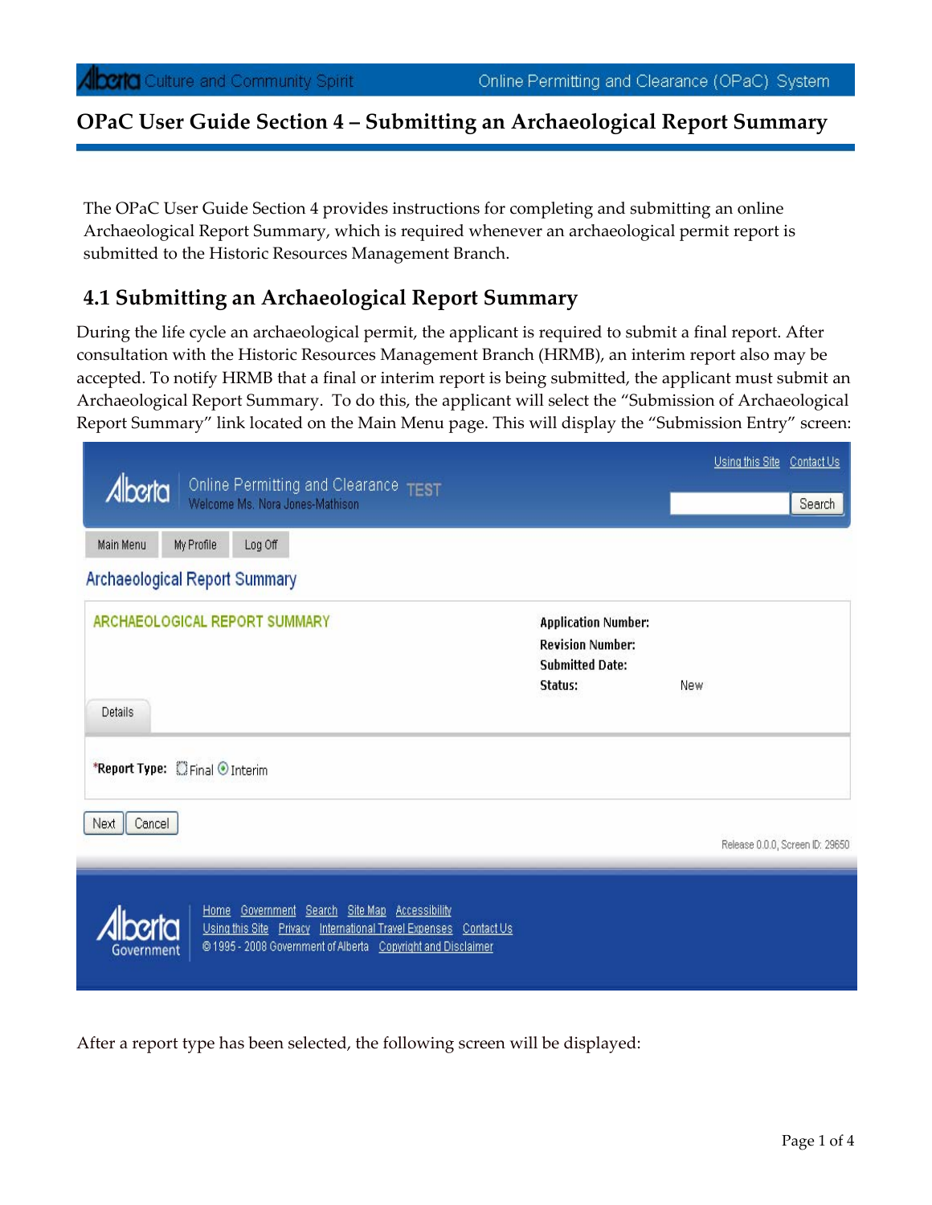# OPaC User Guide Section 4 – Submitting an Archaeological Report Summary

The OPaC User Guide Section 4 provides instructions for completing and submitting an online Archaeological Report Summary, which is required whenever an archaeological permit report is submitted to the Historic Resources Management Branch.

## 4.1 Submitting an Archaeological Report Summary

During the life cycle an archaeological permit, the applicant is required to submit a final report. After consultation with the Historic Resources Management Branch (HRMB), an interim report also may be accepted. To notify HRMB that a final or interim report is being submitted, the applicant must submit an Archaeological Report Summary. To do this, the applicant will select the "Submission of Archaeological Report Summary" link located on the Main Menu page. This will display the "Submission Entry" screen:

After a report type has been selected, the following screen will be displayed: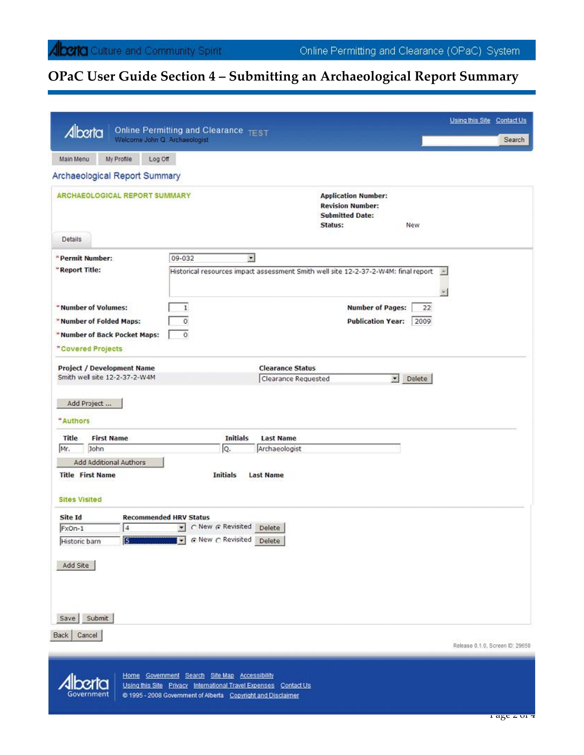# OPaC User Guide Section 4 – Submitting an Archaeological Report Summary

Online Permitting and Clearance TEST
Welcome John Q. Archaeologist

Using this Site | Contact Us | Search

Main Menu | My Profile | Log Off

## Archaeological Report Summary

**ARCHAEOLOGICAL REPORT SUMMARY**

**Application Number:**
**Revision Number:**
**Submitted Date:**
**Status:** New

Details

- *Permit Number: 09-032
- *Report Title: Historical resources impact assessment Smith well site 12-2-37-2-W4M: final report
- *Number of Volumes: 1
- Number of Pages: 22
- *Number of Folded Maps: 0
- Publication Year: 2009
- *Number of Back Pocket Maps: 0

**\*Covered Projects**

| Project / Development Name | Clearance Status | |
|---|---|---|
| Smith well site 12-2-37-2-W4M | Clearance Requested | Delete |

Add Project ...

**\*Authors**

| Title | First Name | Initials | Last Name |
|---|---|---|---|
| Mr. | John | Q. | Archaeologist |

Add Additional Authors

| Title | First Name | Initials | Last Name |
|---|---|---|---|

**Sites Visited**

| Site Id | Recommended HRV Status | | |
|---|---|---|---|
| FxOn-1 | 4 | ○ New ● Revisited | Delete |
| Historic barn | 5 | ● New ○ Revisited | Delete |

Add Site

Save | Submit

Back | Cancel

Release 0.1.0, Screen ID: 29650

Home | Government | Search | Site Map | Accessibility
Using this Site | Privacy | International Travel Expenses | Contact Us
© 1995 - 2008 Government of Alberta | Copyright and Disclaimer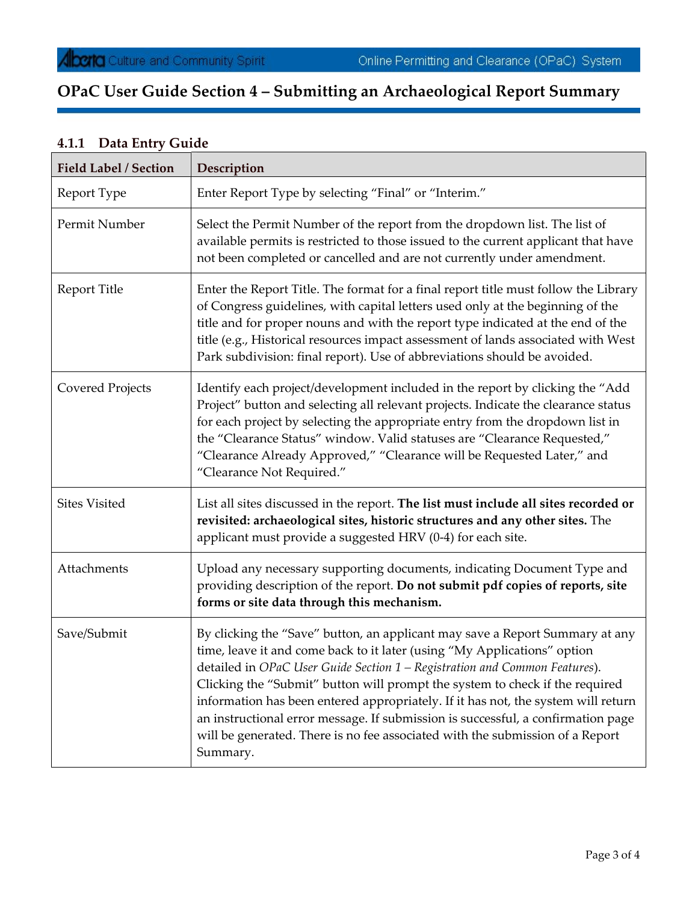# OPaC User Guide Section 4 – Submitting an Archaeological Report Summary

### 4.1.1 Data Entry Guide

| Field Label / Section | Description |
|---|---|
| Report Type | Enter Report Type by selecting "Final" or "Interim." |
| Permit Number | Select the Permit Number of the report from the dropdown list. The list of available permits is restricted to those issued to the current applicant that have not been completed or cancelled and are not currently under amendment. |
| Report Title | Enter the Report Title. The format for a final report title must follow the Library of Congress guidelines, with capital letters used only at the beginning of the title and for proper nouns and with the report type indicated at the end of the title (e.g., Historical resources impact assessment of lands associated with West Park subdivision: final report). Use of abbreviations should be avoided. |
| Covered Projects | Identify each project/development included in the report by clicking the "Add Project" button and selecting all relevant projects. Indicate the clearance status for each project by selecting the appropriate entry from the dropdown list in the "Clearance Status" window. Valid statuses are "Clearance Requested," "Clearance Already Approved," "Clearance will be Requested Later," and "Clearance Not Required." |
| Sites Visited | List all sites discussed in the report. **The list must include all sites recorded or revisited: archaeological sites, historic structures and any other sites.** The applicant must provide a suggested HRV (0-4) for each site. |
| Attachments | Upload any necessary supporting documents, indicating Document Type and providing description of the report. **Do not submit pdf copies of reports, site forms or site data through this mechanism.** |
| Save/Submit | By clicking the "Save" button, an applicant may save a Report Summary at any time, leave it and come back to it later (using "My Applications" option detailed in *OPaC User Guide Section 1 – Registration and Common Features*). Clicking the "Submit" button will prompt the system to check if the required information has been entered appropriately. If it has not, the system will return an instructional error message. If submission is successful, a confirmation page will be generated. There is no fee associated with the submission of a Report Summary. |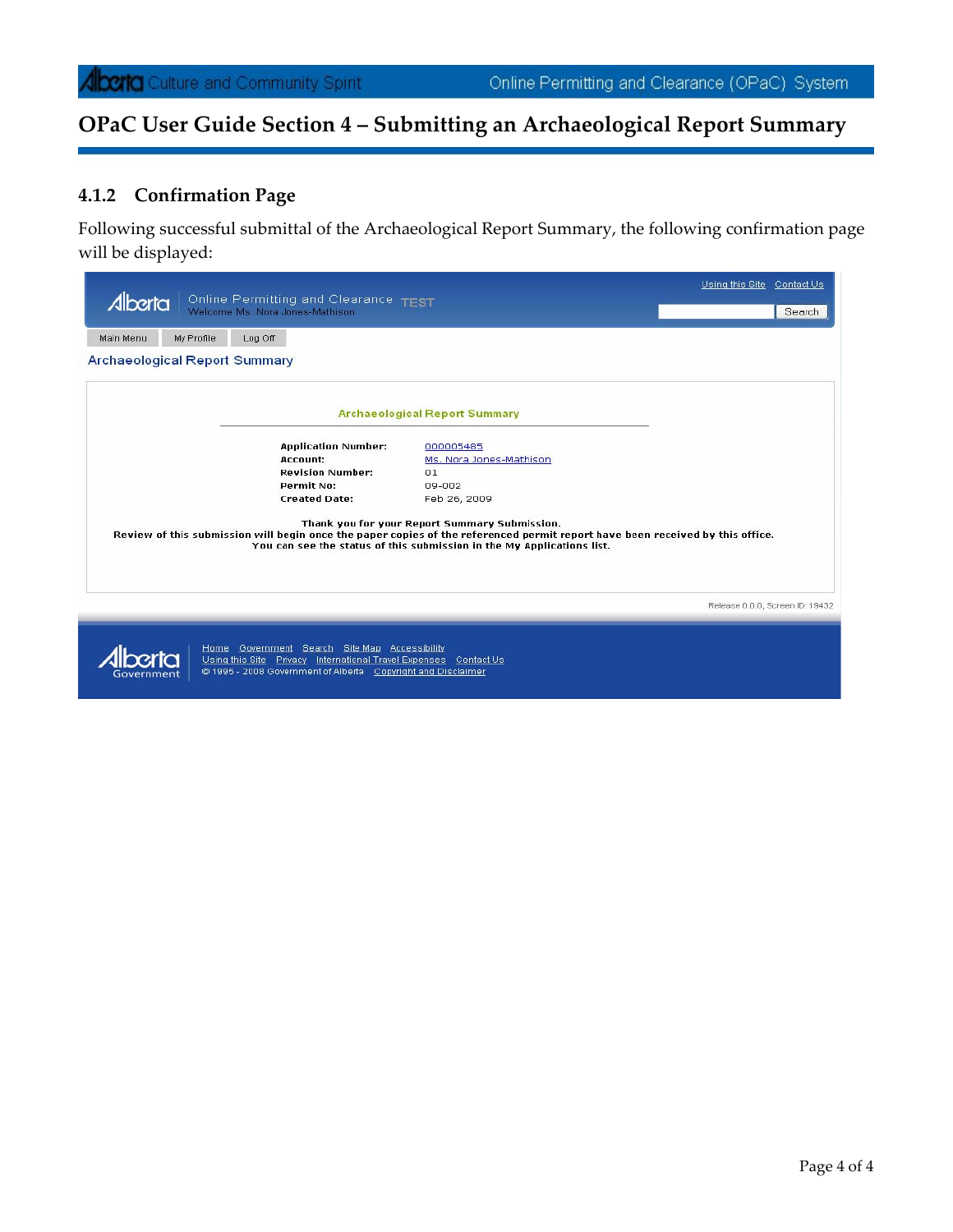### 4.1.2 Confirmation Page

Following successful submittal of the Archaeological Report Summary, the following confirmation page will be displayed:

Alberta | Online Permitting and Clearance TEST
Welcome Ms. Nora Jones-Mathison

Using this Site | Contact Us

Search

Main Menu | My Profile | Log Off

Archaeological Report Summary

**Archaeological Report Summary**

| | |
|---|---|
| **Application Number:** | 000005485 |
| **Account:** | Ms. Nora Jones-Mathison |
| **Revision Number:** | 01 |
| **Permit No:** | 09-002 |
| **Created Date:** | Feb 26, 2009 |

**Thank you for your Report Summary Submission.**
**Review of this submission will begin once the paper copies of the referenced permit report have been received by this office.**
**You can see the status of this submission in the My Applications list.**

Release 0.0.0, Screen ID: 19432

Alberta Government

Home | Government | Search | Site Map | Accessibility
Using this Site | Privacy | International Travel Expenses | Contact Us
© 1995 - 2008 Government of Alberta | Copyright and Disclaimer